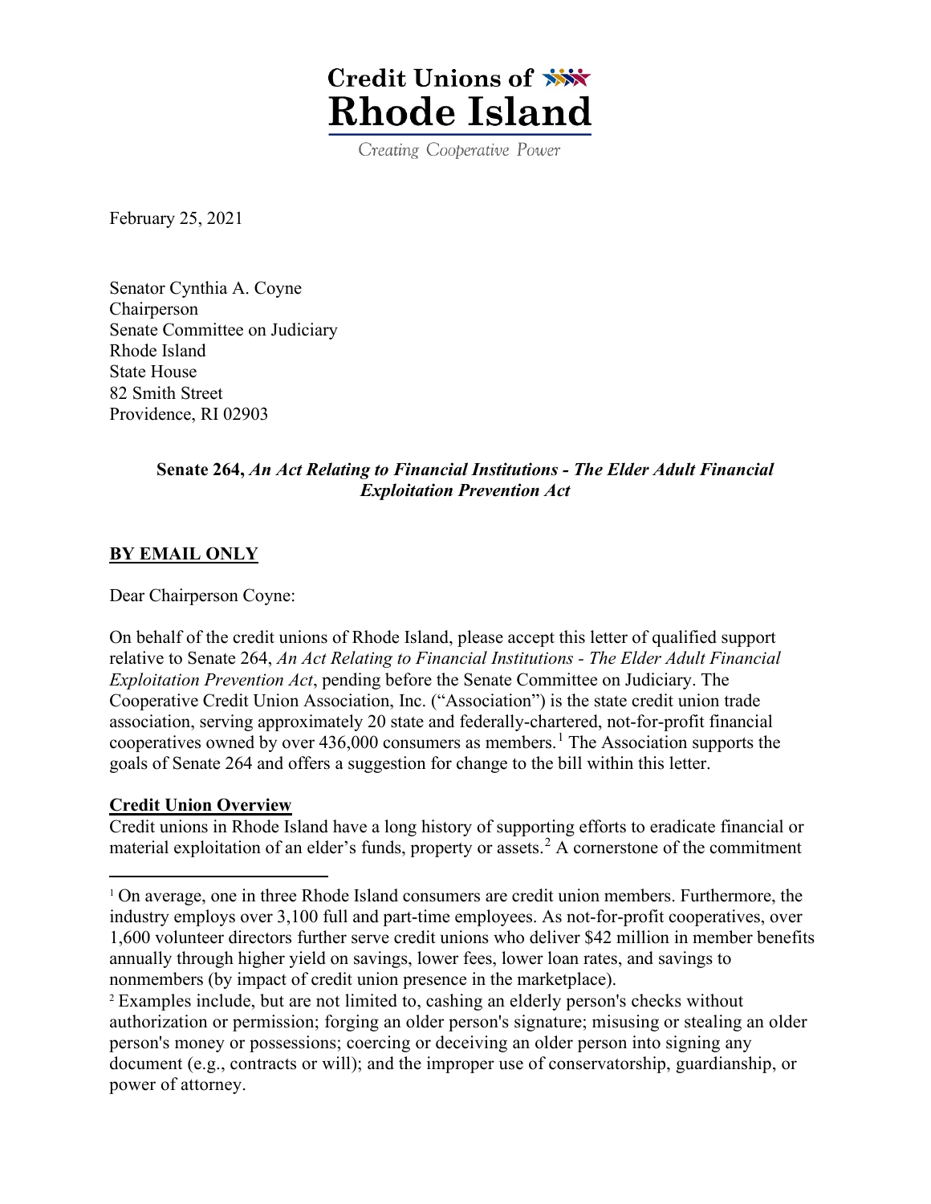# Credit Unions of Rhode Island

Creating Cooperative Power

February 25, 2021

Senator Cynthia A. Coyne
Chairperson
Senate Committee on Judiciary
Rhode Island
State House
82 Smith Street
Providence, RI 02903

**Senate 264,** ***An Act Relating to Financial Institutions - The Elder Adult Financial Exploitation Prevention Act***

**BY EMAIL ONLY**

Dear Chairperson Coyne:

On behalf of the credit unions of Rhode Island, please accept this letter of qualified support relative to Senate 264, *An Act Relating to Financial Institutions - The Elder Adult Financial Exploitation Prevention Act*, pending before the Senate Committee on Judiciary. The Cooperative Credit Union Association, Inc. ("Association") is the state credit union trade association, serving approximately 20 state and federally-chartered, not-for-profit financial cooperatives owned by over 436,000 consumers as members.[1] The Association supports the goals of Senate 264 and offers a suggestion for change to the bill within this letter.

**Credit Union Overview**

Credit unions in Rhode Island have a long history of supporting efforts to eradicate financial or material exploitation of an elder's funds, property or assets.[2] A cornerstone of the commitment

---

[1] On average, one in three Rhode Island consumers are credit union members. Furthermore, the industry employs over 3,100 full and part-time employees. As not-for-profit cooperatives, over 1,600 volunteer directors further serve credit unions who deliver $42 million in member benefits annually through higher yield on savings, lower fees, lower loan rates, and savings to nonmembers (by impact of credit union presence in the marketplace).

[2] Examples include, but are not limited to, cashing an elderly person's checks without authorization or permission; forging an older person's signature; misusing or stealing an older person's money or possessions; coercing or deceiving an older person into signing any document (e.g., contracts or will); and the improper use of conservatorship, guardianship, or power of attorney.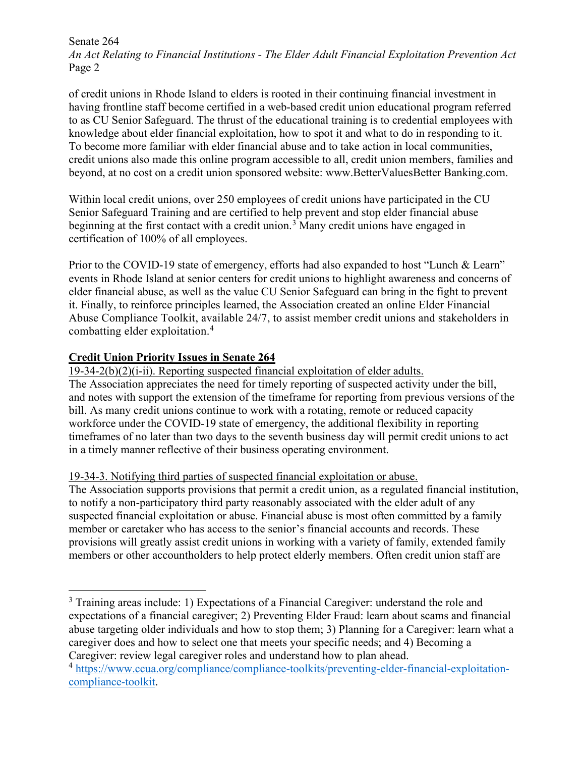of credit unions in Rhode Island to elders is rooted in their continuing financial investment in having frontline staff become certified in a web-based credit union educational program referred to as CU Senior Safeguard. The thrust of the educational training is to credential employees with knowledge about elder financial exploitation, how to spot it and what to do in responding to it. To become more familiar with elder financial abuse and to take action in local communities, credit unions also made this online program accessible to all, credit union members, families and beyond, at no cost on a credit union sponsored website: www.BetterValuesBetter Banking.com.

Within local credit unions, over 250 employees of credit unions have participated in the CU Senior Safeguard Training and are certified to help prevent and stop elder financial abuse beginning at the first contact with a credit union.[3] Many credit unions have engaged in certification of 100% of all employees.

Prior to the COVID-19 state of emergency, efforts had also expanded to host "Lunch & Learn" events in Rhode Island at senior centers for credit unions to highlight awareness and concerns of elder financial abuse, as well as the value CU Senior Safeguard can bring in the fight to prevent it. Finally, to reinforce principles learned, the Association created an online Elder Financial Abuse Compliance Toolkit, available 24/7, to assist member credit unions and stakeholders in combatting elder exploitation.[4]

**Credit Union Priority Issues in Senate 264**

19-34-2(b)(2)(i-ii). Reporting suspected financial exploitation of elder adults.

The Association appreciates the need for timely reporting of suspected activity under the bill, and notes with support the extension of the timeframe for reporting from previous versions of the bill. As many credit unions continue to work with a rotating, remote or reduced capacity workforce under the COVID-19 state of emergency, the additional flexibility in reporting timeframes of no later than two days to the seventh business day will permit credit unions to act in a timely manner reflective of their business operating environment.

19-34-3. Notifying third parties of suspected financial exploitation or abuse.

The Association supports provisions that permit a credit union, as a regulated financial institution, to notify a non-participatory third party reasonably associated with the elder adult of any suspected financial exploitation or abuse. Financial abuse is most often committed by a family member or caretaker who has access to the senior's financial accounts and records. These provisions will greatly assist credit unions in working with a variety of family, extended family members or other accountholders to help protect elderly members. Often credit union staff are

---

[3] Training areas include: 1) Expectations of a Financial Caregiver: understand the role and expectations of a financial caregiver; 2) Preventing Elder Fraud: learn about scams and financial abuse targeting older individuals and how to stop them; 3) Planning for a Caregiver: learn what a caregiver does and how to select one that meets your specific needs; and 4) Becoming a Caregiver: review legal caregiver roles and understand how to plan ahead.

[4] https://www.ccua.org/compliance/compliance-toolkits/preventing-elder-financial-exploitation-compliance-toolkit.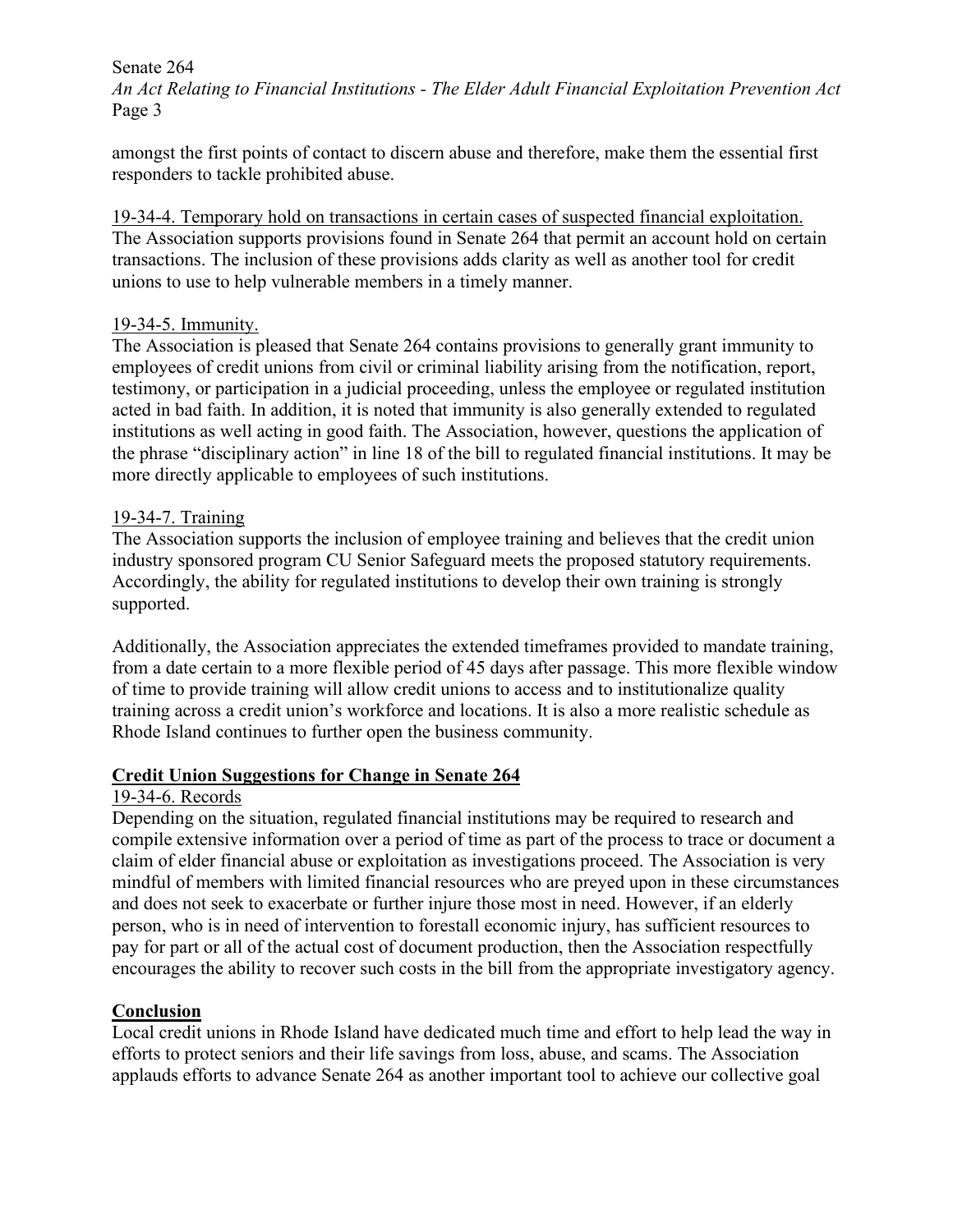amongst the first points of contact to discern abuse and therefore, make them the essential first responders to tackle prohibited abuse.

<u>19-34-4. Temporary hold on transactions in certain cases of suspected financial exploitation.</u>
The Association supports provisions found in Senate 264 that permit an account hold on certain transactions. The inclusion of these provisions adds clarity as well as another tool for credit unions to use to help vulnerable members in a timely manner.

<u>19-34-5. Immunity.</u>
The Association is pleased that Senate 264 contains provisions to generally grant immunity to employees of credit unions from civil or criminal liability arising from the notification, report, testimony, or participation in a judicial proceeding, unless the employee or regulated institution acted in bad faith. In addition, it is noted that immunity is also generally extended to regulated institutions as well acting in good faith. The Association, however, questions the application of the phrase "disciplinary action" in line 18 of the bill to regulated financial institutions. It may be more directly applicable to employees of such institutions.

<u>19-34-7. Training</u>
The Association supports the inclusion of employee training and believes that the credit union industry sponsored program CU Senior Safeguard meets the proposed statutory requirements. Accordingly, the ability for regulated institutions to develop their own training is strongly supported.

Additionally, the Association appreciates the extended timeframes provided to mandate training, from a date certain to a more flexible period of 45 days after passage. This more flexible window of time to provide training will allow credit unions to access and to institutionalize quality training across a credit union's workforce and locations. It is also a more realistic schedule as Rhode Island continues to further open the business community.

## Credit Union Suggestions for Change in Senate 264

<u>19-34-6. Records</u>
Depending on the situation, regulated financial institutions may be required to research and compile extensive information over a period of time as part of the process to trace or document a claim of elder financial abuse or exploitation as investigations proceed. The Association is very mindful of members with limited financial resources who are preyed upon in these circumstances and does not seek to exacerbate or further injure those most in need. However, if an elderly person, who is in need of intervention to forestall economic injury, has sufficient resources to pay for part or all of the actual cost of document production, then the Association respectfully encourages the ability to recover such costs in the bill from the appropriate investigatory agency.

## Conclusion

Local credit unions in Rhode Island have dedicated much time and effort to help lead the way in efforts to protect seniors and their life savings from loss, abuse, and scams. The Association applauds efforts to advance Senate 264 as another important tool to achieve our collective goal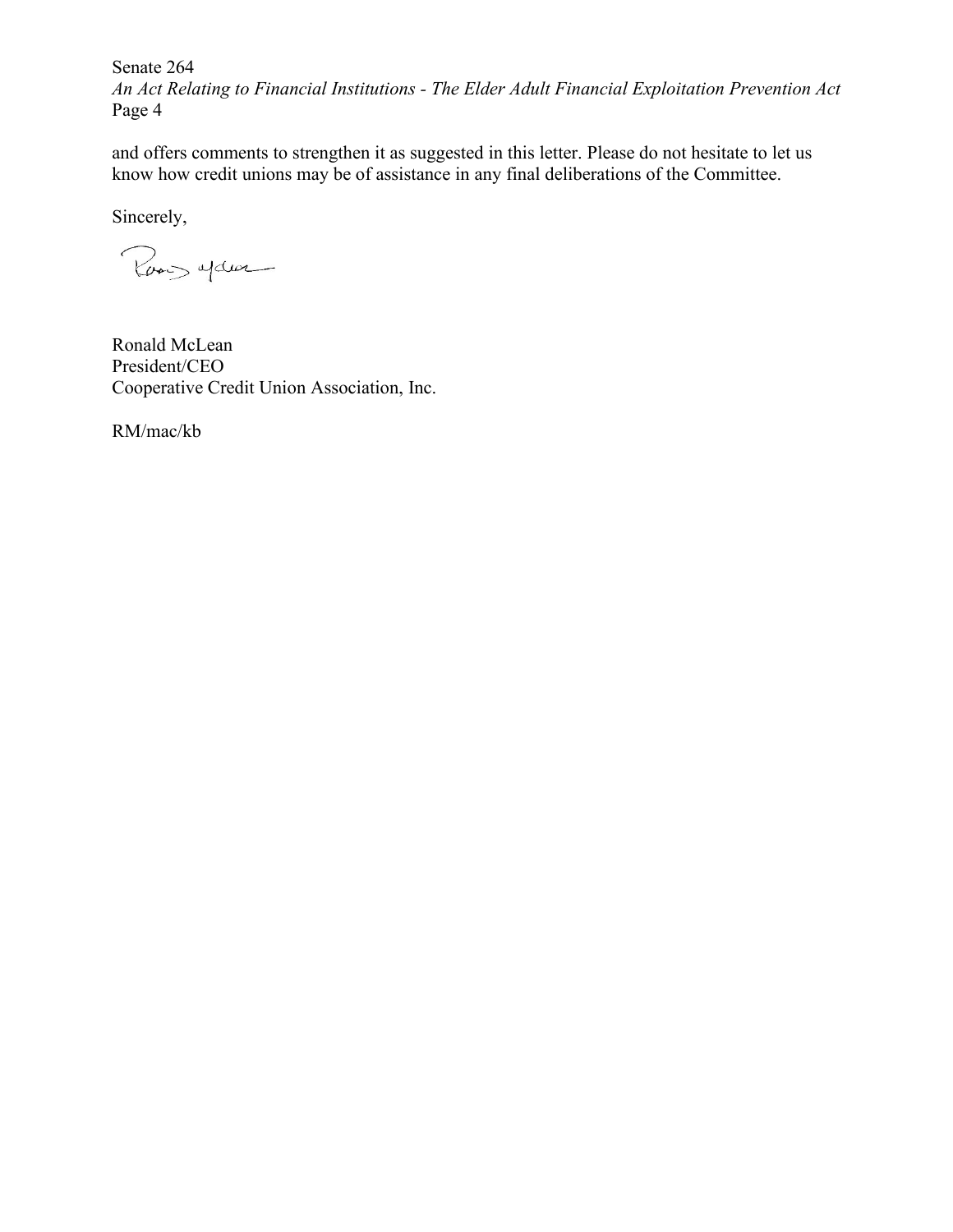and offers comments to strengthen it as suggested in this letter. Please do not hesitate to let us know how credit unions may be of assistance in any final deliberations of the Committee.

Sincerely,

Ronald McLean
President/CEO
Cooperative Credit Union Association, Inc.

RM/mac/kb